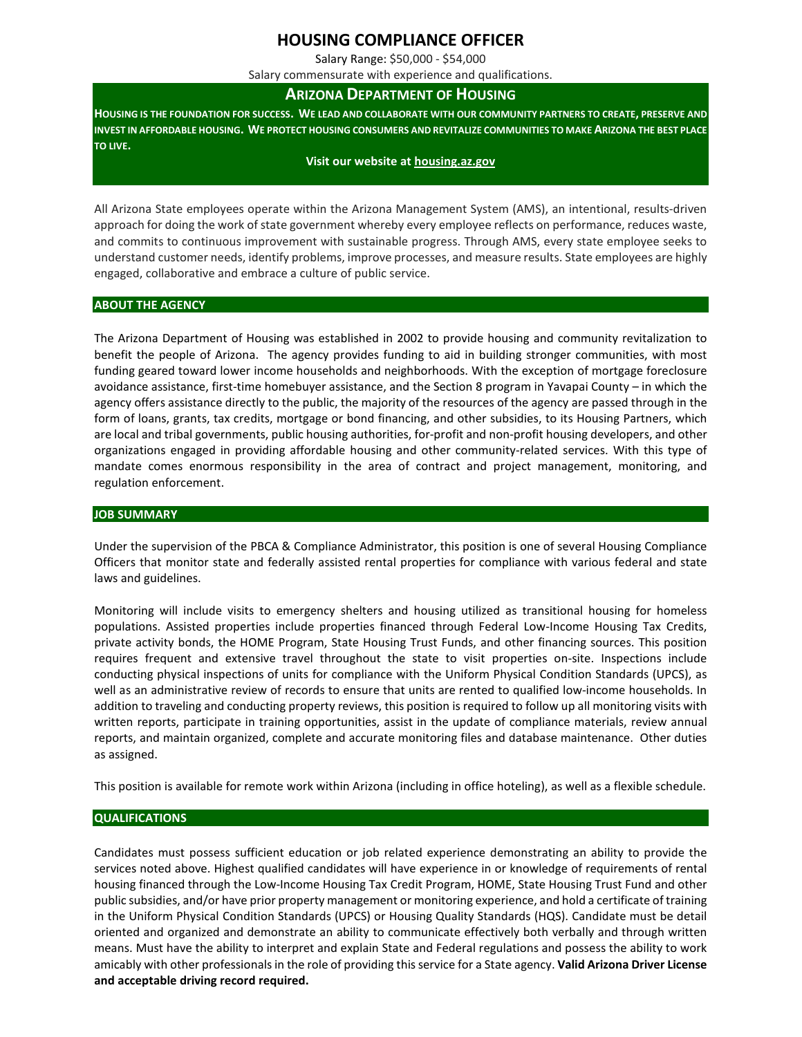# HOUSING COMPLIANCE OFFICER

Salary Range: $50,000 - $54,000

Salary commensurate with experience and qualifications.

## ARIZONA DEPARTMENT OF HOUSING

**HOUSING IS THE FOUNDATION FOR SUCCESS. WE LEAD AND COLLABORATE WITH OUR COMMUNITY PARTNERS TO CREATE, PRESERVE AND INVEST IN AFFORDABLE HOUSING. WE PROTECT HOUSING CONSUMERS AND REVITALIZE COMMUNITIES TO MAKE ARIZONA THE BEST PLACE TO LIVE.**

**Visit our website at housing.az.gov**

All Arizona State employees operate within the Arizona Management System (AMS), an intentional, results-driven approach for doing the work of state government whereby every employee reflects on performance, reduces waste, and commits to continuous improvement with sustainable progress. Through AMS, every state employee seeks to understand customer needs, identify problems, improve processes, and measure results. State employees are highly engaged, collaborative and embrace a culture of public service.

### ABOUT THE AGENCY

The Arizona Department of Housing was established in 2002 to provide housing and community revitalization to benefit the people of Arizona. The agency provides funding to aid in building stronger communities, with most funding geared toward lower income households and neighborhoods. With the exception of mortgage foreclosure avoidance assistance, first-time homebuyer assistance, and the Section 8 program in Yavapai County – in which the agency offers assistance directly to the public, the majority of the resources of the agency are passed through in the form of loans, grants, tax credits, mortgage or bond financing, and other subsidies, to its Housing Partners, which are local and tribal governments, public housing authorities, for-profit and non-profit housing developers, and other organizations engaged in providing affordable housing and other community-related services. With this type of mandate comes enormous responsibility in the area of contract and project management, monitoring, and regulation enforcement.

### JOB SUMMARY

Under the supervision of the PBCA & Compliance Administrator, this position is one of several Housing Compliance Officers that monitor state and federally assisted rental properties for compliance with various federal and state laws and guidelines.

Monitoring will include visits to emergency shelters and housing utilized as transitional housing for homeless populations. Assisted properties include properties financed through Federal Low-Income Housing Tax Credits, private activity bonds, the HOME Program, State Housing Trust Funds, and other financing sources. This position requires frequent and extensive travel throughout the state to visit properties on-site. Inspections include conducting physical inspections of units for compliance with the Uniform Physical Condition Standards (UPCS), as well as an administrative review of records to ensure that units are rented to qualified low-income households. In addition to traveling and conducting property reviews, this position is required to follow up all monitoring visits with written reports, participate in training opportunities, assist in the update of compliance materials, review annual reports, and maintain organized, complete and accurate monitoring files and database maintenance. Other duties as assigned.

This position is available for remote work within Arizona (including in office hoteling), as well as a flexible schedule.

### QUALIFICATIONS

Candidates must possess sufficient education or job related experience demonstrating an ability to provide the services noted above. Highest qualified candidates will have experience in or knowledge of requirements of rental housing financed through the Low-Income Housing Tax Credit Program, HOME, State Housing Trust Fund and other public subsidies, and/or have prior property management or monitoring experience, and hold a certificate of training in the Uniform Physical Condition Standards (UPCS) or Housing Quality Standards (HQS). Candidate must be detail oriented and organized and demonstrate an ability to communicate effectively both verbally and through written means. Must have the ability to interpret and explain State and Federal regulations and possess the ability to work amicably with other professionals in the role of providing this service for a State agency. **Valid Arizona Driver License and acceptable driving record required.**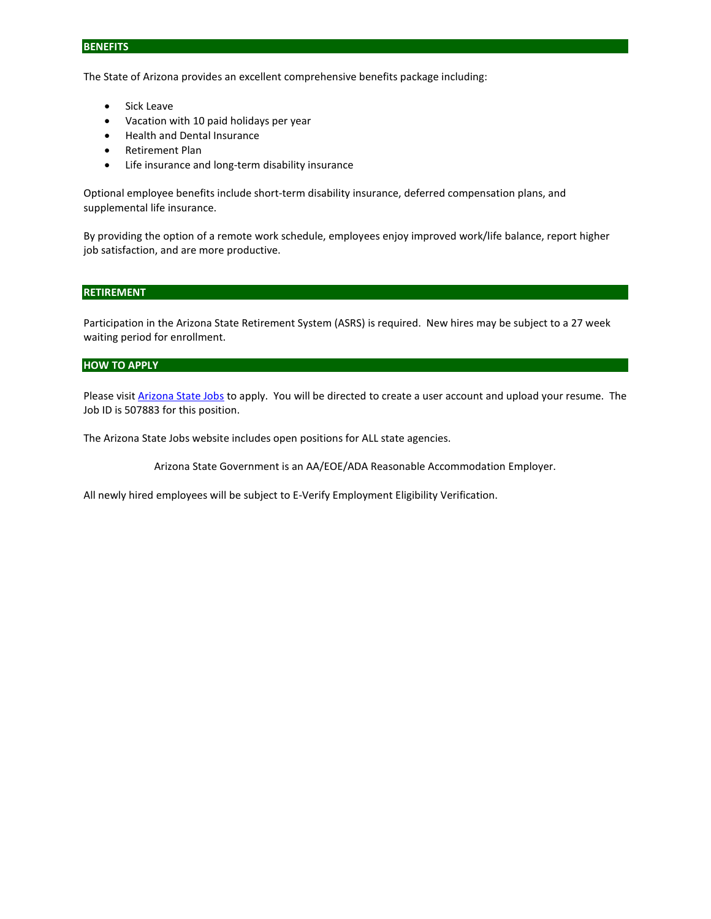## BENEFITS

The State of Arizona provides an excellent comprehensive benefits package including:

- Sick Leave
- Vacation with 10 paid holidays per year
- Health and Dental Insurance
- Retirement Plan
- Life insurance and long-term disability insurance

Optional employee benefits include short-term disability insurance, deferred compensation plans, and supplemental life insurance.

By providing the option of a remote work schedule, employees enjoy improved work/life balance, report higher job satisfaction, and are more productive.

## RETIREMENT

Participation in the Arizona State Retirement System (ASRS) is required. New hires may be subject to a 27 week waiting period for enrollment.

## HOW TO APPLY

Please visit Arizona State Jobs to apply. You will be directed to create a user account and upload your resume. The Job ID is 507883 for this position.

The Arizona State Jobs website includes open positions for ALL state agencies.

Arizona State Government is an AA/EOE/ADA Reasonable Accommodation Employer.

All newly hired employees will be subject to E-Verify Employment Eligibility Verification.